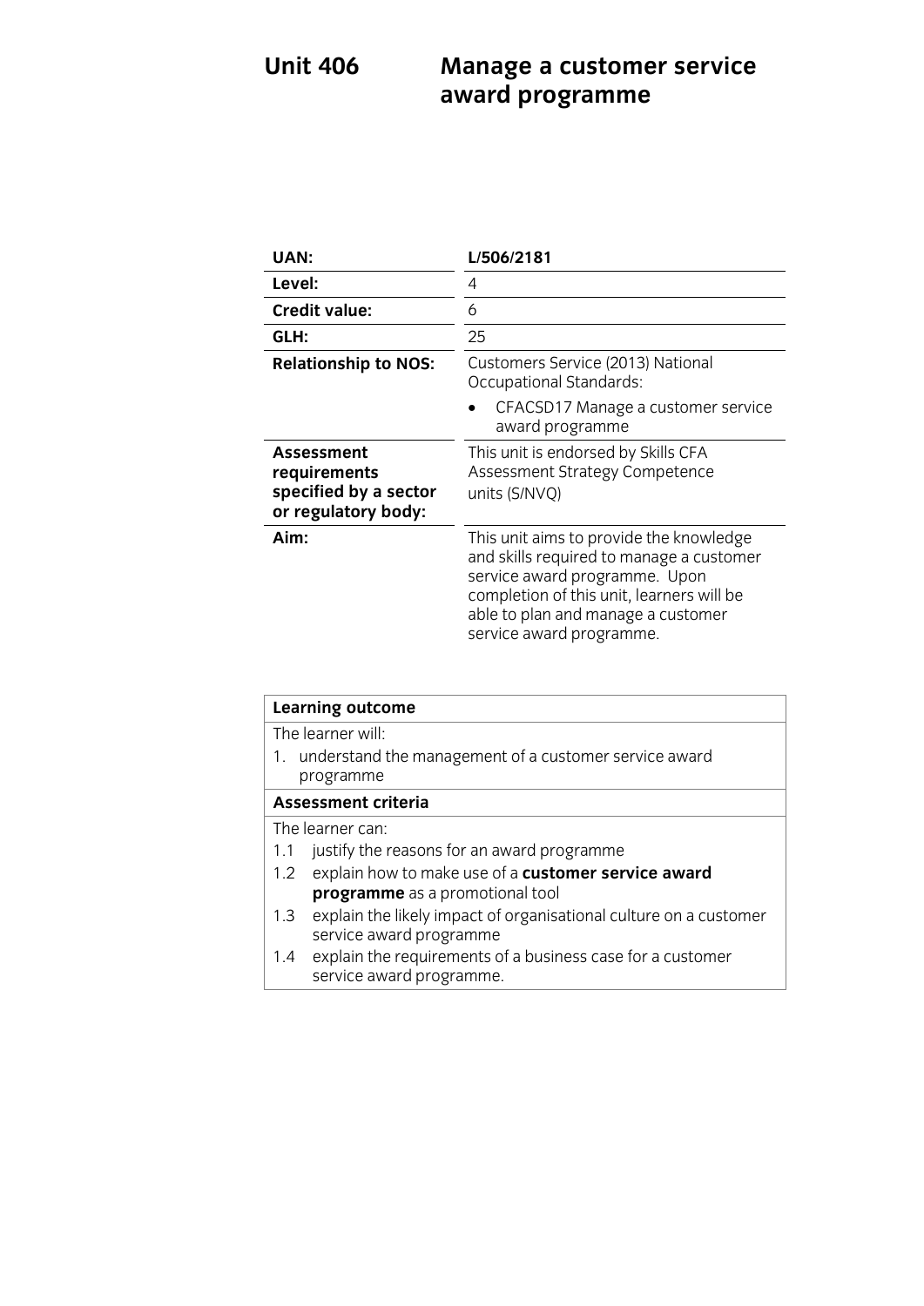# Unit 406 Manage a customer service award programme

| | |
|---|---|
| **UAN:** | **L/506/2181** |
| **Level:** | 4 |
| **Credit value:** | 6 |
| **GLH:** | 25 |
| **Relationship to NOS:** | Customers Service (2013) National Occupational Standards:<br>• CFACSD17 Manage a customer service award programme |
| **Assessment requirements specified by a sector or regulatory body:** | This unit is endorsed by Skills CFA Assessment Strategy Competence units (S/NVQ) |
| **Aim:** | This unit aims to provide the knowledge and skills required to manage a customer service award programme. Upon completion of this unit, learners will be able to plan and manage a customer service award programme. |

| **Learning outcome** |
|---|
| The learner will:<br>1. understand the management of a customer service award programme |
| **Assessment criteria** |
| The learner can:<br>1.1 justify the reasons for an award programme<br>1.2 explain how to make use of a **customer service award programme** as a promotional tool<br>1.3 explain the likely impact of organisational culture on a customer service award programme<br>1.4 explain the requirements of a business case for a customer service award programme. |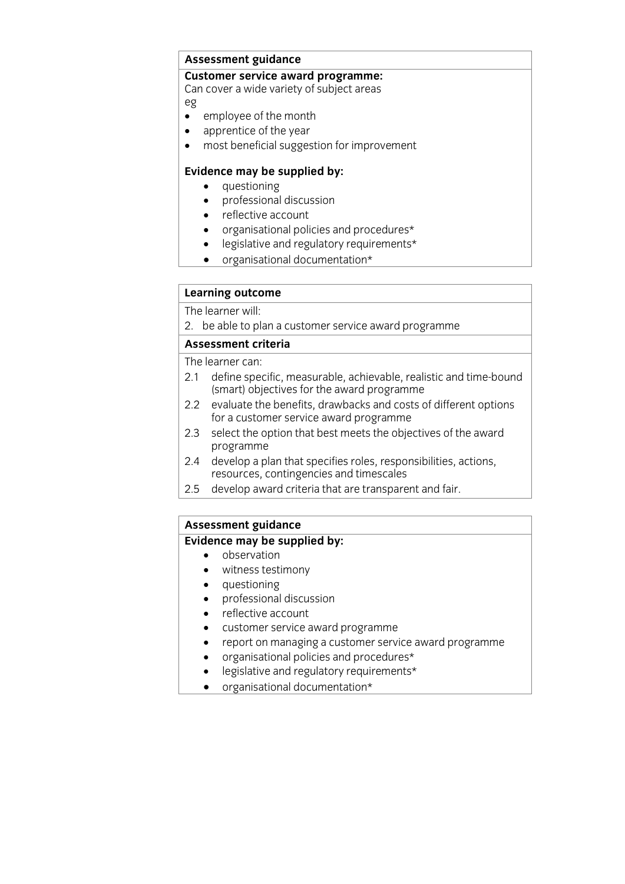### Assessment guidance

**Customer service award programme:**
Can cover a wide variety of subject areas
eg

- employee of the month
- apprentice of the year
- most beneficial suggestion for improvement

**Evidence may be supplied by:**

- questioning
- professional discussion
- reflective account
- organisational policies and procedures*
- legislative and regulatory requirements*
- organisational documentation*

### Learning outcome

The learner will:

2. be able to plan a customer service award programme

### Assessment criteria

The learner can:

2.1 define specific, measurable, achievable, realistic and time-bound (smart) objectives for the award programme

2.2 evaluate the benefits, drawbacks and costs of different options for a customer service award programme

2.3 select the option that best meets the objectives of the award programme

2.4 develop a plan that specifies roles, responsibilities, actions, resources, contingencies and timescales

2.5 develop award criteria that are transparent and fair.

### Assessment guidance

**Evidence may be supplied by:**

- observation
- witness testimony
- questioning
- professional discussion
- reflective account
- customer service award programme
- report on managing a customer service award programme
- organisational policies and procedures*
- legislative and regulatory requirements*
- organisational documentation*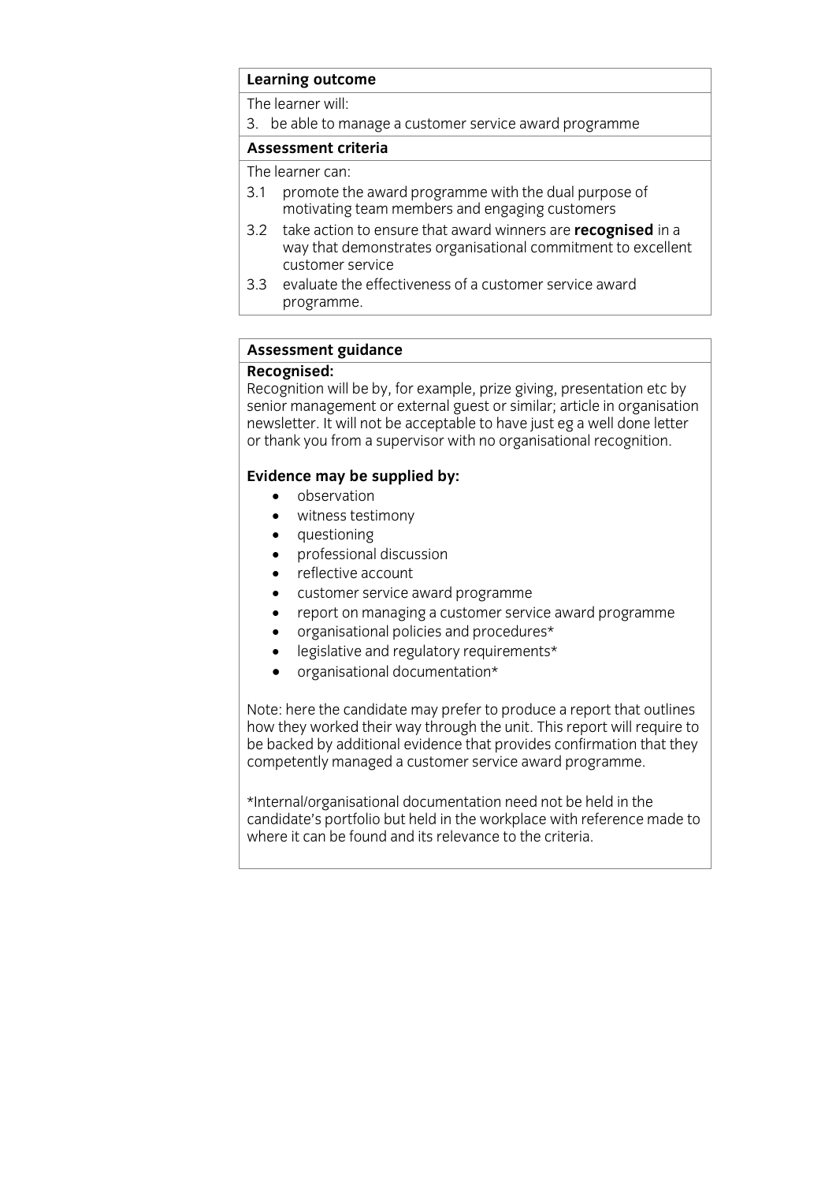| Learning outcome |
| --- |
| The learner will:<br>3. be able to manage a customer service award programme |
| **Assessment criteria** |
| The learner can:<br>3.1 promote the award programme with the dual purpose of motivating team members and engaging customers<br>3.2 take action to ensure that award winners are **recognised** in a way that demonstrates organisational commitment to excellent customer service<br>3.3 evaluate the effectiveness of a customer service award programme. |

**Assessment guidance**

**Recognised:**

Recognition will be by, for example, prize giving, presentation etc by senior management or external guest or similar; article in organisation newsletter. It will not be acceptable to have just eg a well done letter or thank you from a supervisor with no organisational recognition.

**Evidence may be supplied by:**

- observation
- witness testimony
- questioning
- professional discussion
- reflective account
- customer service award programme
- report on managing a customer service award programme
- organisational policies and procedures*
- legislative and regulatory requirements*
- organisational documentation*

Note: here the candidate may prefer to produce a report that outlines how they worked their way through the unit. This report will require to be backed by additional evidence that provides confirmation that they competently managed a customer service award programme.

*Internal/organisational documentation need not be held in the candidate's portfolio but held in the workplace with reference made to where it can be found and its relevance to the criteria.